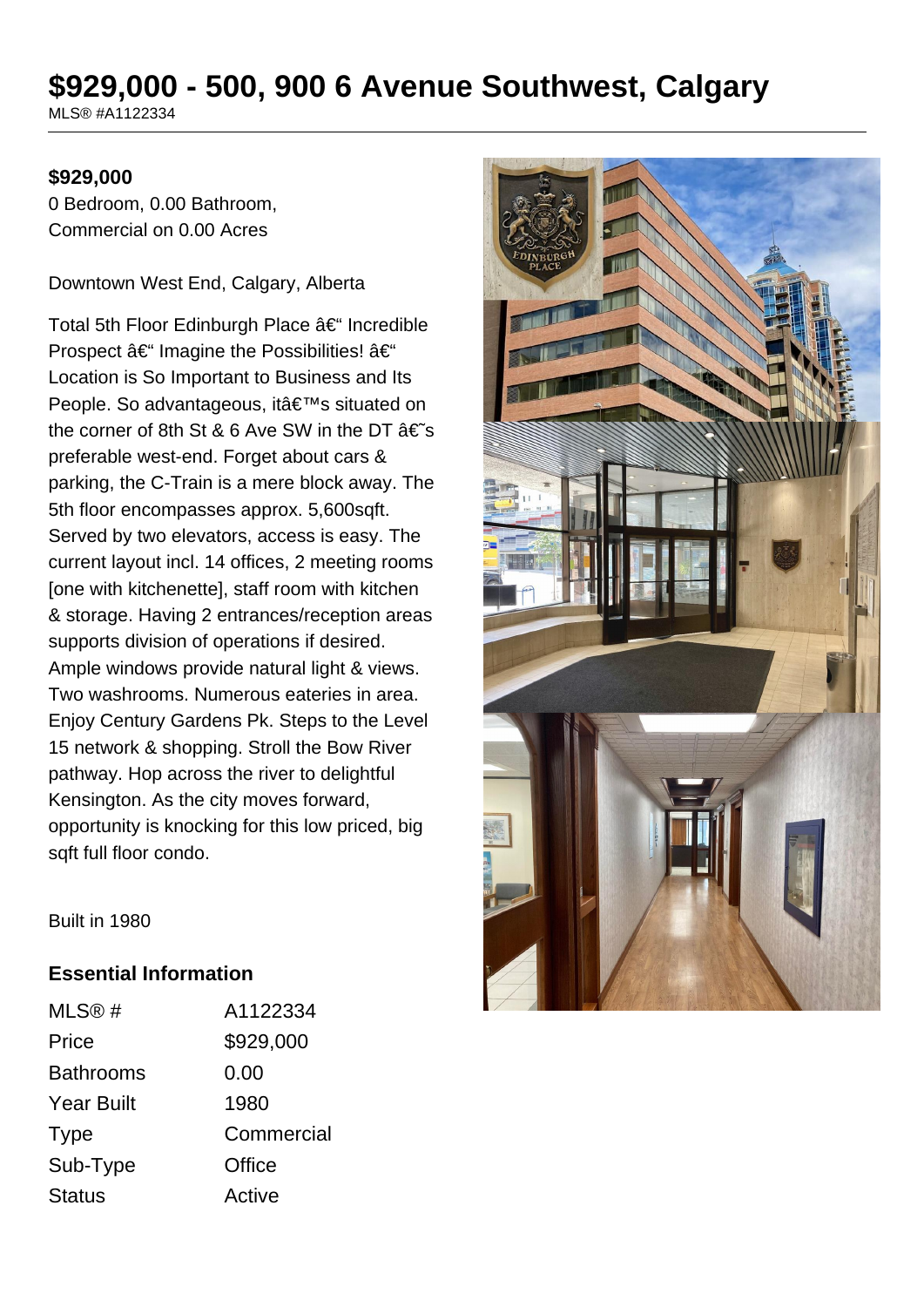# $929,000 - 500, 900 6 Avenue Southwest, Calgary

MLS® #A1122334

**$929,000**

0 Bedroom, 0.00 Bathroom, Commercial on 0.00 Acres

Downtown West End, Calgary, Alberta

Total 5th Floor Edinburgh Place â€“ Incredible Prospect â€“ Imagine the Possibilities! â€“ Location is So Important to Business and Its People. So advantageous, itâ€™s situated on the corner of 8th St & 6 Ave SW in the DT â€˜s preferable west-end. Forget about cars & parking, the C-Train is a mere block away. The 5th floor encompasses approx. 5,600sqft. Served by two elevators, access is easy. The current layout incl. 14 offices, 2 meeting rooms [one with kitchenette], staff room with kitchen & storage. Having 2 entrances/reception areas supports division of operations if desired. Ample windows provide natural light & views. Two washrooms. Numerous eateries in area. Enjoy Century Gardens Pk. Steps to the Level 15 network & shopping. Stroll the Bow River pathway. Hop across the river to delightful Kensington. As the city moves forward, opportunity is knocking for this low priced, big sqft full floor condo.

Built in 1980

## Essential Information

| | |
|---|---|
| MLS® # | A1122334 |
| Price | $929,000 |
| Bathrooms | 0.00 |
| Year Built | 1980 |
| Type | Commercial |
| Sub-Type | Office |
| Status | Active |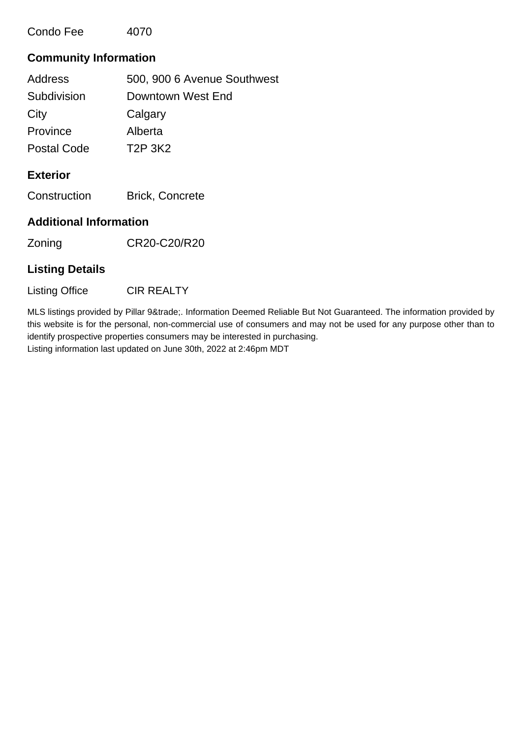| | |
|---|---|
| Condo Fee | 4070 |

### Community Information

| | |
|---|---|
| Address | 500, 900 6 Avenue Southwest |
| Subdivision | Downtown West End |
| City | Calgary |
| Province | Alberta |
| Postal Code | T2P 3K2 |

### Exterior

| | |
|---|---|
| Construction | Brick, Concrete |

### Additional Information

| | |
|---|---|
| Zoning | CR20-C20/R20 |

### Listing Details

| | |
|---|---|
| Listing Office | CIR REALTY |

MLS listings provided by Pillar 9&trade;. Information Deemed Reliable But Not Guaranteed. The information provided by this website is for the personal, non-commercial use of consumers and may not be used for any purpose other than to identify prospective properties consumers may be interested in purchasing.
Listing information last updated on June 30th, 2022 at 2:46pm MDT